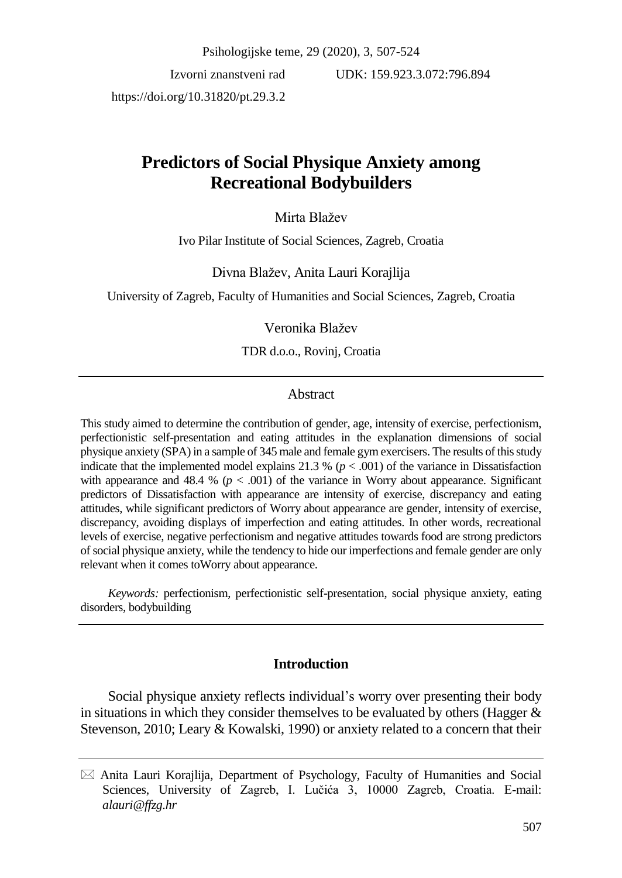Psihologijske teme, 29 (2020), 3, 507-524

Izvorni znanstveni rad UDK: 159.923.3.072:796.894

https://doi.org/10.31820/pt.29.3.2

# Predictors of Social Physique Anxiety among Recreational Bodybuilders

Mirta Blažev

Ivo Pilar Institute of Social Sciences, Zagreb, Croatia

Divna Blažev, Anita Lauri Korajlija

University of Zagreb, Faculty of Humanities and Social Sciences, Zagreb, Croatia

Veronika Blažev

TDR d.o.o., Rovinj, Croatia

## Abstract

This study aimed to determine the contribution of gender, age, intensity of exercise, perfectionism, perfectionistic self-presentation and eating attitudes in the explanation dimensions of social physique anxiety (SPA) in a sample of 345 male and female gym exercisers. The results of this study indicate that the implemented model explains 21.3 % ($p < .001$) of the variance in Dissatisfaction with appearance and 48.4 % ($p < .001$) of the variance in Worry about appearance. Significant predictors of Dissatisfaction with appearance are intensity of exercise, discrepancy and eating attitudes, while significant predictors of Worry about appearance are gender, intensity of exercise, discrepancy, avoiding displays of imperfection and eating attitudes. In other words, recreational levels of exercise, negative perfectionism and negative attitudes towards food are strong predictors of social physique anxiety, while the tendency to hide our imperfections and female gender are only relevant when it comes toWorry about appearance.

*Keywords:* perfectionism, perfectionistic self-presentation, social physique anxiety, eating disorders, bodybuilding

## Introduction

Social physique anxiety reflects individual's worry over presenting their body in situations in which they consider themselves to be evaluated by others (Hagger & Stevenson, 2010; Leary & Kowalski, 1990) or anxiety related to a concern that their

✉ Anita Lauri Korajlija, Department of Psychology, Faculty of Humanities and Social Sciences, University of Zagreb, I. Lučića 3, 10000 Zagreb, Croatia. E-mail: *alauri@ffzg.hr*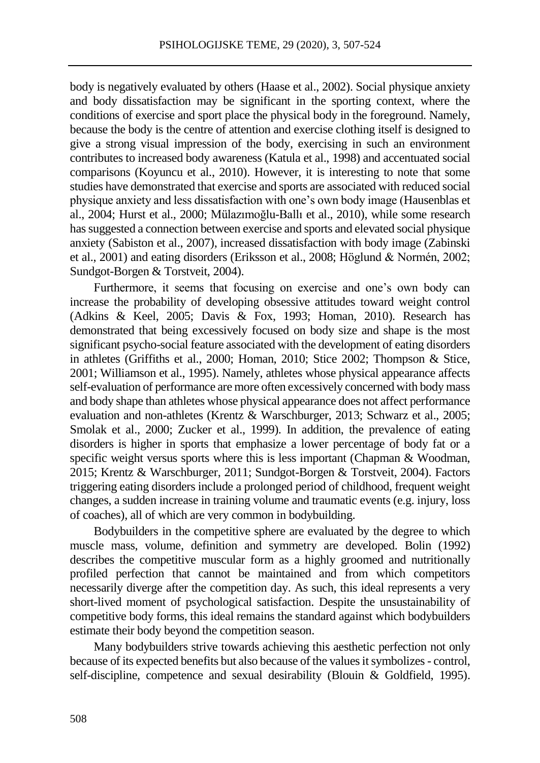body is negatively evaluated by others (Haase et al., 2002). Social physique anxiety and body dissatisfaction may be significant in the sporting context, where the conditions of exercise and sport place the physical body in the foreground. Namely, because the body is the centre of attention and exercise clothing itself is designed to give a strong visual impression of the body, exercising in such an environment contributes to increased body awareness (Katula et al., 1998) and accentuated social comparisons (Koyuncu et al., 2010). However, it is interesting to note that some studies have demonstrated that exercise and sports are associated with reduced social physique anxiety and less dissatisfaction with one's own body image (Hausenblas et al., 2004; Hurst et al., 2000; Mülazımoğlu-Ballı et al., 2010), while some research has suggested a connection between exercise and sports and elevated social physique anxiety (Sabiston et al., 2007), increased dissatisfaction with body image (Zabinski et al., 2001) and eating disorders (Eriksson et al., 2008; Höglund & Normén, 2002; Sundgot-Borgen & Torstveit, 2004).

Furthermore, it seems that focusing on exercise and one's own body can increase the probability of developing obsessive attitudes toward weight control (Adkins & Keel, 2005; Davis & Fox, 1993; Homan, 2010). Research has demonstrated that being excessively focused on body size and shape is the most significant psycho-social feature associated with the development of eating disorders in athletes (Griffiths et al., 2000; Homan, 2010; Stice 2002; Thompson & Stice, 2001; Williamson et al., 1995). Namely, athletes whose physical appearance affects self-evaluation of performance are more often excessively concerned with body mass and body shape than athletes whose physical appearance does not affect performance evaluation and non-athletes (Krentz & Warschburger, 2013; Schwarz et al., 2005; Smolak et al., 2000; Zucker et al., 1999). In addition, the prevalence of eating disorders is higher in sports that emphasize a lower percentage of body fat or a specific weight versus sports where this is less important (Chapman & Woodman, 2015; Krentz & Warschburger, 2011; Sundgot-Borgen & Torstveit, 2004). Factors triggering eating disorders include a prolonged period of childhood, frequent weight changes, a sudden increase in training volume and traumatic events (e.g. injury, loss of coaches), all of which are very common in bodybuilding.

Bodybuilders in the competitive sphere are evaluated by the degree to which muscle mass, volume, definition and symmetry are developed. Bolin (1992) describes the competitive muscular form as a highly groomed and nutritionally profiled perfection that cannot be maintained and from which competitors necessarily diverge after the competition day. As such, this ideal represents a very short-lived moment of psychological satisfaction. Despite the unsustainability of competitive body forms, this ideal remains the standard against which bodybuilders estimate their body beyond the competition season.

Many bodybuilders strive towards achieving this aesthetic perfection not only because of its expected benefits but also because of the values it symbolizes - control, self-discipline, competence and sexual desirability (Blouin & Goldfield, 1995).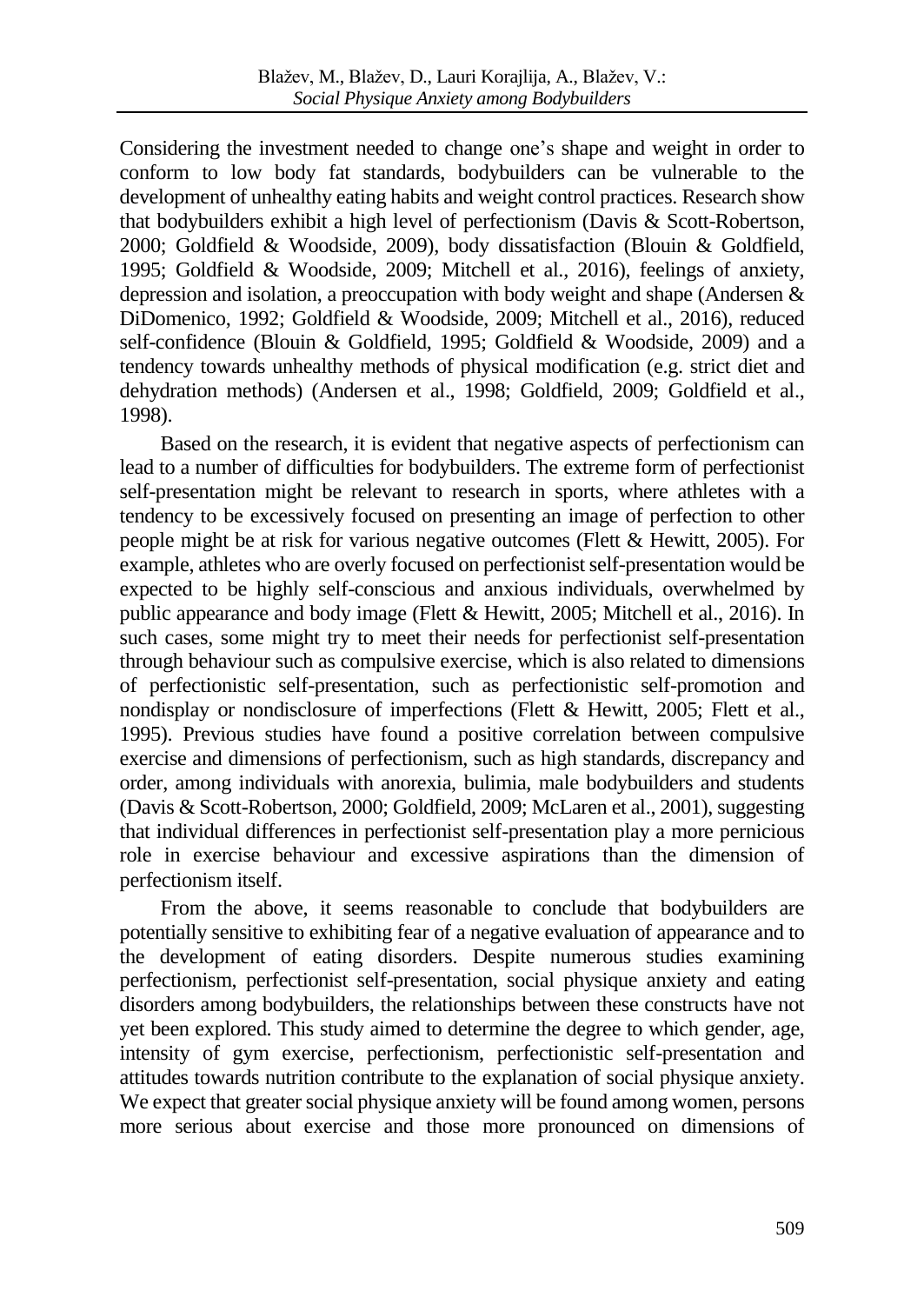Considering the investment needed to change one's shape and weight in order to conform to low body fat standards, bodybuilders can be vulnerable to the development of unhealthy eating habits and weight control practices. Research show that bodybuilders exhibit a high level of perfectionism (Davis & Scott-Robertson, 2000; Goldfield & Woodside, 2009), body dissatisfaction (Blouin & Goldfield, 1995; Goldfield & Woodside, 2009; Mitchell et al., 2016), feelings of anxiety, depression and isolation, a preoccupation with body weight and shape (Andersen & DiDomenico, 1992; Goldfield & Woodside, 2009; Mitchell et al., 2016), reduced self-confidence (Blouin & Goldfield, 1995; Goldfield & Woodside, 2009) and a tendency towards unhealthy methods of physical modification (e.g. strict diet and dehydration methods) (Andersen et al., 1998; Goldfield, 2009; Goldfield et al., 1998).

Based on the research, it is evident that negative aspects of perfectionism can lead to a number of difficulties for bodybuilders. The extreme form of perfectionist self-presentation might be relevant to research in sports, where athletes with a tendency to be excessively focused on presenting an image of perfection to other people might be at risk for various negative outcomes (Flett & Hewitt, 2005). For example, athletes who are overly focused on perfectionist self-presentation would be expected to be highly self-conscious and anxious individuals, overwhelmed by public appearance and body image (Flett & Hewitt, 2005; Mitchell et al., 2016). In such cases, some might try to meet their needs for perfectionist self-presentation through behaviour such as compulsive exercise, which is also related to dimensions of perfectionistic self-presentation, such as perfectionistic self-promotion and nondisplay or nondisclosure of imperfections (Flett & Hewitt, 2005; Flett et al., 1995). Previous studies have found a positive correlation between compulsive exercise and dimensions of perfectionism, such as high standards, discrepancy and order, among individuals with anorexia, bulimia, male bodybuilders and students (Davis & Scott-Robertson, 2000; Goldfield, 2009; McLaren et al., 2001), suggesting that individual differences in perfectionist self-presentation play a more pernicious role in exercise behaviour and excessive aspirations than the dimension of perfectionism itself.

From the above, it seems reasonable to conclude that bodybuilders are potentially sensitive to exhibiting fear of a negative evaluation of appearance and to the development of eating disorders. Despite numerous studies examining perfectionism, perfectionist self-presentation, social physique anxiety and eating disorders among bodybuilders, the relationships between these constructs have not yet been explored. This study aimed to determine the degree to which gender, age, intensity of gym exercise, perfectionism, perfectionistic self-presentation and attitudes towards nutrition contribute to the explanation of social physique anxiety. We expect that greater social physique anxiety will be found among women, persons more serious about exercise and those more pronounced on dimensions of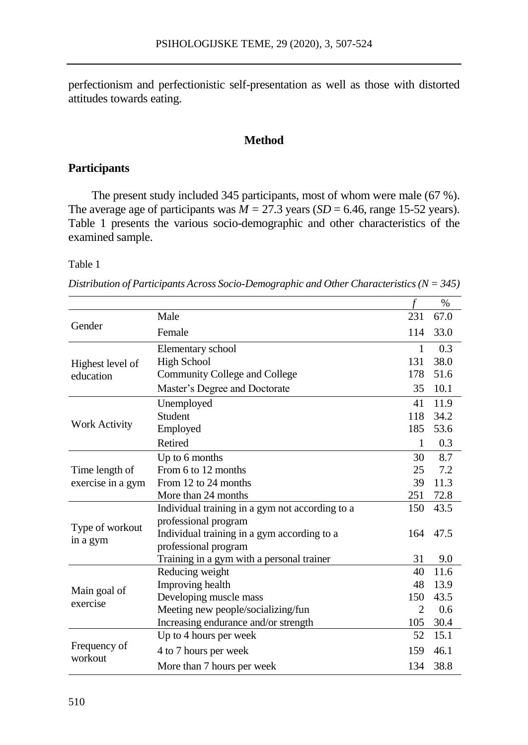perfectionism and perfectionistic self-presentation as well as those with distorted attitudes towards eating.

## Method

### Participants

The present study included 345 participants, most of whom were male (67 %). The average age of participants was $M$ = 27.3 years ($SD$ = 6.46, range 15-52 years). Table 1 presents the various socio-demographic and other characteristics of the examined sample.

Table 1

*Distribution of Participants Across Socio-Demographic and Other Characteristics (N = 345)*

| | | *f* | % |
|---|---|---|---|
| Gender | Male | 231 | 67.0 |
| | Female | 114 | 33.0 |
| Highest level of education | Elementary school | 1 | 0.3 |
| | High School | 131 | 38.0 |
| | Community College and College | 178 | 51.6 |
| | Master's Degree and Doctorate | 35 | 10.1 |
| Work Activity | Unemployed | 41 | 11.9 |
| | Student | 118 | 34.2 |
| | Employed | 185 | 53.6 |
| | Retired | 1 | 0.3 |
| Time length of exercise in a gym | Up to 6 months | 30 | 8.7 |
| | From 6 to 12 months | 25 | 7.2 |
| | From 12 to 24 months | 39 | 11.3 |
| | More than 24 months | 251 | 72.8 |
| Type of workout in a gym | Individual training in a gym not according to a professional program | 150 | 43.5 |
| | Individual training in a gym according to a professional program | 164 | 47.5 |
| | Training in a gym with a personal trainer | 31 | 9.0 |
| Main goal of exercise | Reducing weight | 40 | 11.6 |
| | Improving health | 48 | 13.9 |
| | Developing muscle mass | 150 | 43.5 |
| | Meeting new people/socializing/fun | 2 | 0.6 |
| | Increasing endurance and/or strength | 105 | 30.4 |
| Frequency of workout | Up to 4 hours per week | 52 | 15.1 |
| | 4 to 7 hours per week | 159 | 46.1 |
| | More than 7 hours per week | 134 | 38.8 |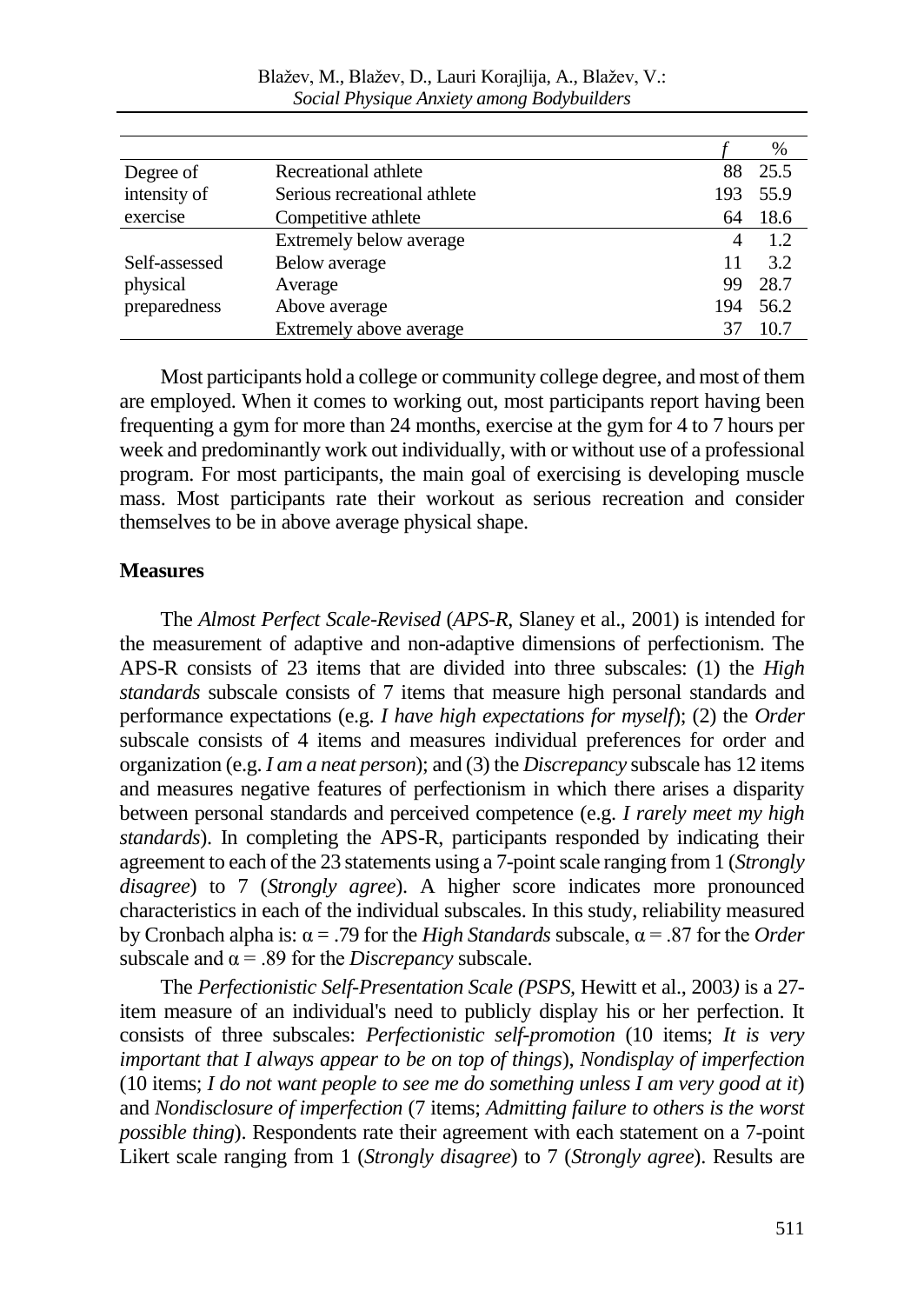| | | *f* | % |
|---|---|---|---|
| Degree of intensity of exercise | Recreational athlete | 88 | 25.5 |
| | Serious recreational athlete | 193 | 55.9 |
| | Competitive athlete | 64 | 18.6 |
| Self-assessed physical preparedness | Extremely below average | 4 | 1.2 |
| | Below average | 11 | 3.2 |
| | Average | 99 | 28.7 |
| | Above average | 194 | 56.2 |
| | Extremely above average | 37 | 10.7 |

Most participants hold a college or community college degree, and most of them are employed. When it comes to working out, most participants report having been frequenting a gym for more than 24 months, exercise at the gym for 4 to 7 hours per week and predominantly work out individually, with or without use of a professional program. For most participants, the main goal of exercising is developing muscle mass. Most participants rate their workout as serious recreation and consider themselves to be in above average physical shape.

## Measures

The *Almost Perfect Scale-Revised* (*APS-R*, Slaney et al., 2001) is intended for the measurement of adaptive and non-adaptive dimensions of perfectionism. The APS-R consists of 23 items that are divided into three subscales: (1) the *High standards* subscale consists of 7 items that measure high personal standards and performance expectations (e.g. *I have high expectations for myself*); (2) the *Order* subscale consists of 4 items and measures individual preferences for order and organization (e.g. *I am a neat person*); and (3) the *Discrepancy* subscale has 12 items and measures negative features of perfectionism in which there arises a disparity between personal standards and perceived competence (e.g. *I rarely meet my high standards*). In completing the APS-R, participants responded by indicating their agreement to each of the 23 statements using a 7-point scale ranging from 1 (*Strongly disagree*) to 7 (*Strongly agree*). A higher score indicates more pronounced characteristics in each of the individual subscales. In this study, reliability measured by Cronbach alpha is: $\alpha = .79$ for the *High Standards* subscale, $\alpha = .87$ for the *Order* subscale and $\alpha = .89$ for the *Discrepancy* subscale.

The *Perfectionistic Self-Presentation Scale (PSPS,* Hewitt et al., 2003*)* is a 27-item measure of an individual's need to publicly display his or her perfection. It consists of three subscales: *Perfectionistic self-promotion* (10 items; *It is very important that I always appear to be on top of things*), *Nondisplay of imperfection* (10 items; *I do not want people to see me do something unless I am very good at it*) and *Nondisclosure of imperfection* (7 items; *Admitting failure to others is the worst possible thing*). Respondents rate their agreement with each statement on a 7-point Likert scale ranging from 1 (*Strongly disagree*) to 7 (*Strongly agree*). Results are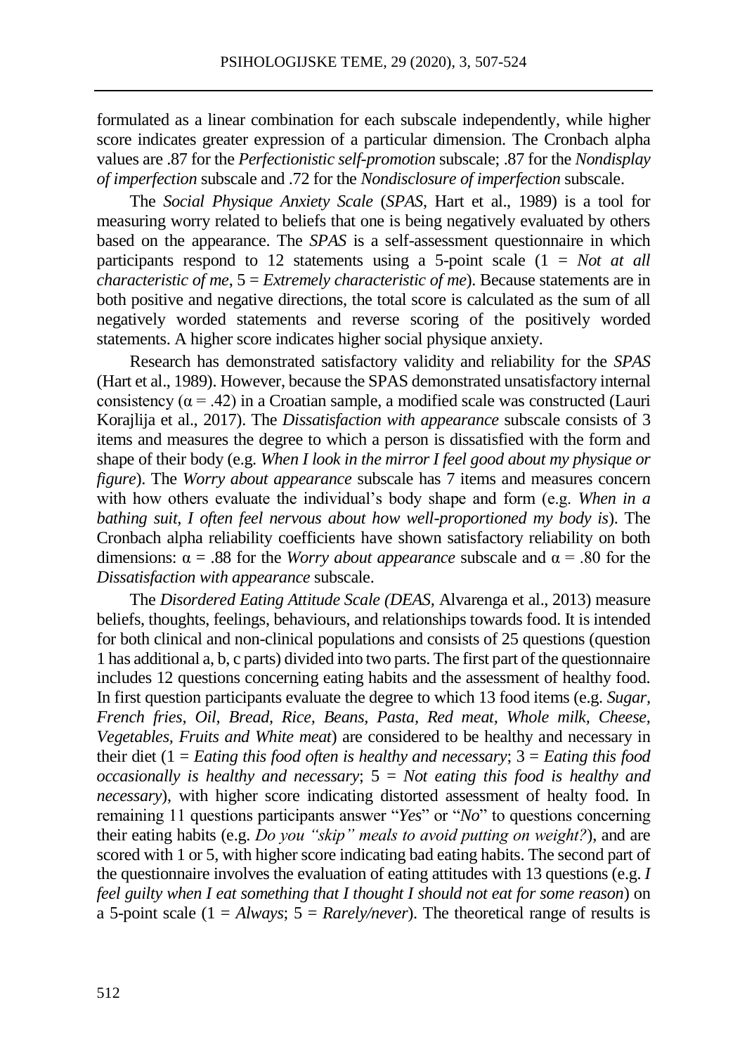formulated as a linear combination for each subscale independently, while higher score indicates greater expression of a particular dimension. The Cronbach alpha values are .87 for the *Perfectionistic self-promotion* subscale; .87 for the *Nondisplay of imperfection* subscale and .72 for the *Nondisclosure of imperfection* subscale.

The *Social Physique Anxiety Scale* (*SPAS*, Hart et al., 1989) is a tool for measuring worry related to beliefs that one is being negatively evaluated by others based on the appearance. The *SPAS* is a self-assessment questionnaire in which participants respond to 12 statements using a 5-point scale (1 = *Not at all characteristic of me*, 5 = *Extremely characteristic of me*). Because statements are in both positive and negative directions, the total score is calculated as the sum of all negatively worded statements and reverse scoring of the positively worded statements. A higher score indicates higher social physique anxiety.

Research has demonstrated satisfactory validity and reliability for the *SPAS* (Hart et al., 1989). However, because the SPAS demonstrated unsatisfactory internal consistency ($\alpha = .42$) in a Croatian sample, a modified scale was constructed (Lauri Korajlija et al., 2017). The *Dissatisfaction with appearance* subscale consists of 3 items and measures the degree to which a person is dissatisfied with the form and shape of their body (e.g. *When I look in the mirror I feel good about my physique or figure*). The *Worry about appearance* subscale has 7 items and measures concern with how others evaluate the individual's body shape and form (e.g. *When in a bathing suit, I often feel nervous about how well-proportioned my body is*). The Cronbach alpha reliability coefficients have shown satisfactory reliability on both dimensions: $\alpha = .88$ for the *Worry about appearance* subscale and $\alpha = .80$ for the *Dissatisfaction with appearance* subscale.

The *Disordered Eating Attitude Scale (DEAS,* Alvarenga et al., 2013) measure beliefs, thoughts, feelings, behaviours, and relationships towards food. It is intended for both clinical and non-clinical populations and consists of 25 questions (question 1 has additional a, b, c parts) divided into two parts. The first part of the questionnaire includes 12 questions concerning eating habits and the assessment of healthy food. In first question participants evaluate the degree to which 13 food items (e.g. *Sugar, French fries, Oil, Bread, Rice, Beans, Pasta, Red meat, Whole milk, Cheese, Vegetables, Fruits and White meat*) are considered to be healthy and necessary in their diet (1 = *Eating this food often is healthy and necessary*; 3 = *Eating this food occasionally is healthy and necessary*; 5 = *Not eating this food is healthy and necessary*), with higher score indicating distorted assessment of healty food. In remaining 11 questions participants answer "*Yes*" or "*No*" to questions concerning their eating habits (e.g. *Do you "skip" meals to avoid putting on weight?*), and are scored with 1 or 5, with higher score indicating bad eating habits. The second part of the questionnaire involves the evaluation of eating attitudes with 13 questions (e.g. *I feel guilty when I eat something that I thought I should not eat for some reason*) on a 5-point scale (1 = *Always*; 5 = *Rarely/never*). The theoretical range of results is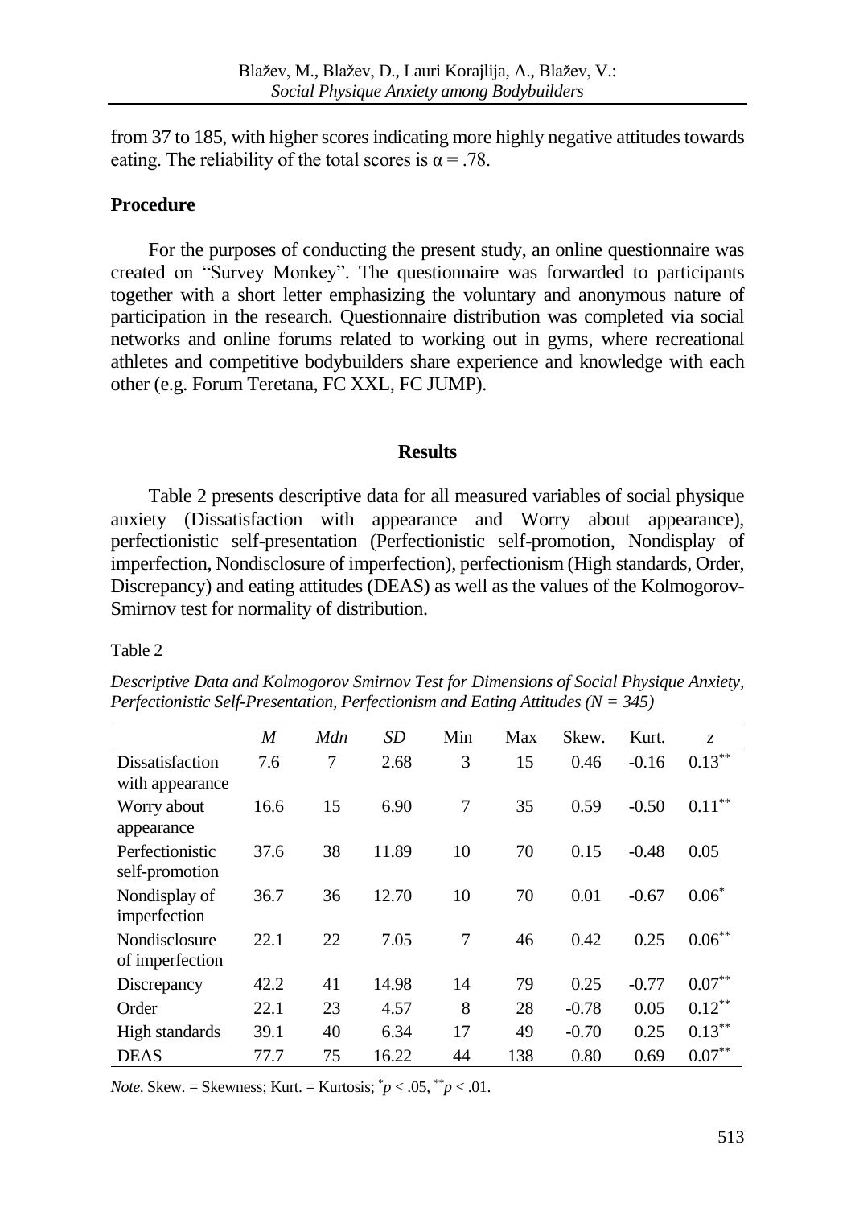from 37 to 185, with higher scores indicating more highly negative attitudes towards eating. The reliability of the total scores is $\alpha = .78$.

### Procedure

For the purposes of conducting the present study, an online questionnaire was created on "Survey Monkey". The questionnaire was forwarded to participants together with a short letter emphasizing the voluntary and anonymous nature of participation in the research. Questionnaire distribution was completed via social networks and online forums related to working out in gyms, where recreational athletes and competitive bodybuilders share experience and knowledge with each other (e.g. Forum Teretana, FC XXL, FC JUMP).

## Results

Table 2 presents descriptive data for all measured variables of social physique anxiety (Dissatisfaction with appearance and Worry about appearance), perfectionistic self-presentation (Perfectionistic self-promotion, Nondisplay of imperfection, Nondisclosure of imperfection), perfectionism (High standards, Order, Discrepancy) and eating attitudes (DEAS) as well as the values of the Kolmogorov-Smirnov test for normality of distribution.

Table 2

*Descriptive Data and Kolmogorov Smirnov Test for Dimensions of Social Physique Anxiety, Perfectionistic Self-Presentation, Perfectionism and Eating Attitudes (N = 345)*

| | *M* | *Mdn* | *SD* | Min | Max | Skew. | Kurt. | *z* |
|---|---|---|---|---|---|---|---|---|
| Dissatisfaction with appearance | 7.6 | 7 | 2.68 | 3 | 15 | 0.46 | -0.16 | $0.13^{**}$ |
| Worry about appearance | 16.6 | 15 | 6.90 | 7 | 35 | 0.59 | -0.50 | $0.11^{**}$ |
| Perfectionistic self-promotion | 37.6 | 38 | 11.89 | 10 | 70 | 0.15 | -0.48 | 0.05 |
| Nondisplay of imperfection | 36.7 | 36 | 12.70 | 10 | 70 | 0.01 | -0.67 | $0.06^{*}$ |
| Nondisclosure of imperfection | 22.1 | 22 | 7.05 | 7 | 46 | 0.42 | 0.25 | $0.06^{**}$ |
| Discrepancy | 42.2 | 41 | 14.98 | 14 | 79 | 0.25 | -0.77 | $0.07^{**}$ |
| Order | 22.1 | 23 | 4.57 | 8 | 28 | -0.78 | 0.05 | $0.12^{**}$ |
| High standards | 39.1 | 40 | 6.34 | 17 | 49 | -0.70 | 0.25 | $0.13^{**}$ |
| DEAS | 77.7 | 75 | 16.22 | 44 | 138 | 0.80 | 0.69 | $0.07^{**}$ |

*Note.* Skew. = Skewness; Kurt. = Kurtosis; $^{*}p < .05$, $^{**}p < .01$.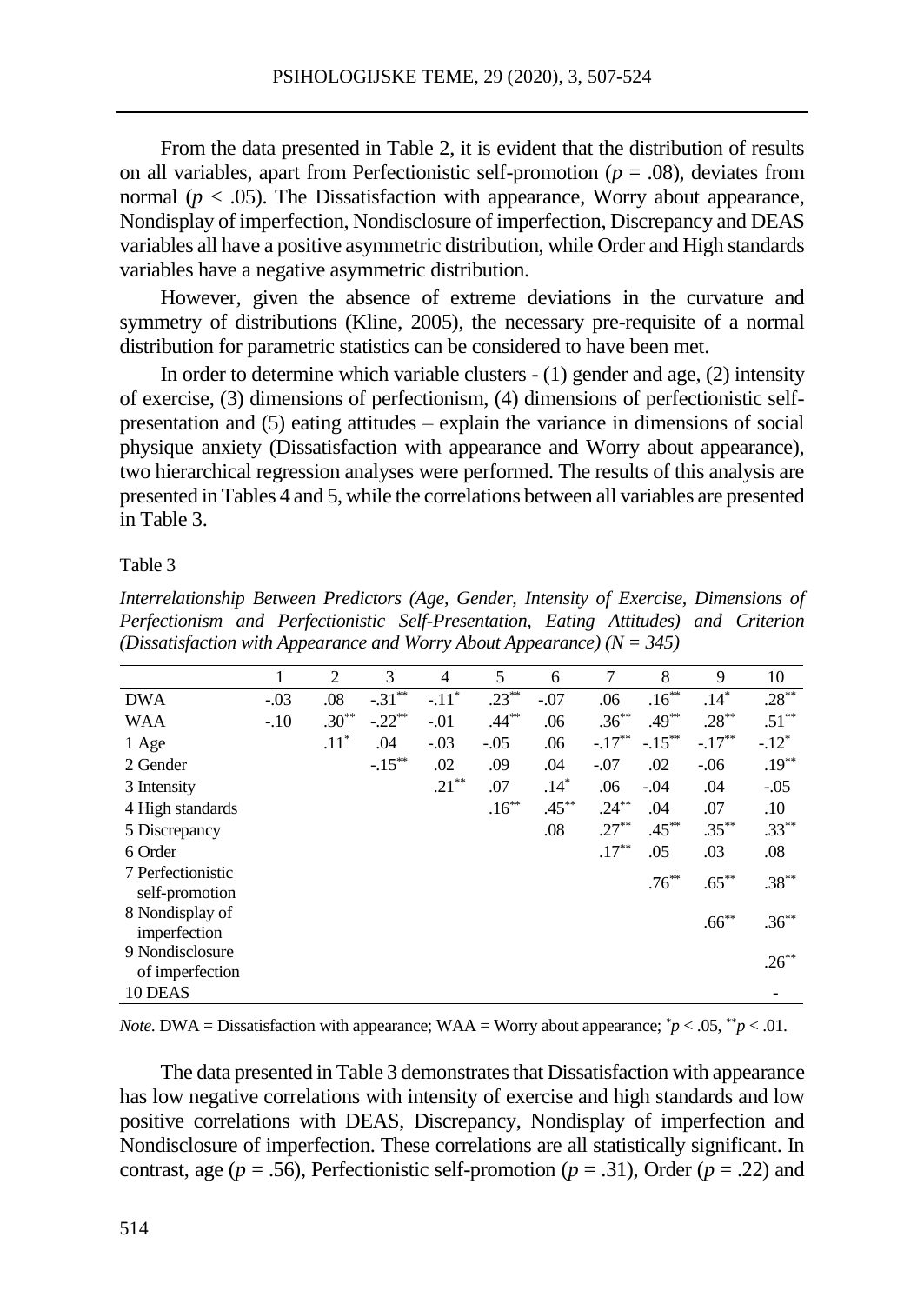From the data presented in Table 2, it is evident that the distribution of results on all variables, apart from Perfectionistic self-promotion ($p = .08$), deviates from normal ($p < .05$). The Dissatisfaction with appearance, Worry about appearance, Nondisplay of imperfection, Nondisclosure of imperfection, Discrepancy and DEAS variables all have a positive asymmetric distribution, while Order and High standards variables have a negative asymmetric distribution.

However, given the absence of extreme deviations in the curvature and symmetry of distributions (Kline, 2005), the necessary pre-requisite of a normal distribution for parametric statistics can be considered to have been met.

In order to determine which variable clusters - (1) gender and age, (2) intensity of exercise, (3) dimensions of perfectionism, (4) dimensions of perfectionistic self-presentation and (5) eating attitudes – explain the variance in dimensions of social physique anxiety (Dissatisfaction with appearance and Worry about appearance), two hierarchical regression analyses were performed. The results of this analysis are presented in Tables 4 and 5, while the correlations between all variables are presented in Table 3.

Table 3

*Interrelationship Between Predictors (Age, Gender, Intensity of Exercise, Dimensions of Perfectionism and Perfectionistic Self-Presentation, Eating Attitudes) and Criterion (Dissatisfaction with Appearance and Worry About Appearance) (N = 345)*

| | 1 | 2 | 3 | 4 | 5 | 6 | 7 | 8 | 9 | 10 |
|---|---|---|---|---|---|---|---|---|---|---|
| DWA | -.03 | .08 | -.31** | -.11* | .23** | -.07 | .06 | .16** | .14* | .28** |
| WAA | -.10 | .30** | -.22** | -.01 | .44** | .06 | .36** | .49** | .28** | .51** |
| 1 Age | | .11* | .04 | -.03 | -.05 | .06 | -.17** | -.15** | -.17** | -.12* |
| 2 Gender | | | -.15** | .02 | .09 | .04 | -.07 | .02 | -.06 | .19** |
| 3 Intensity | | | | .21** | .07 | .14* | .06 | -.04 | .04 | -.05 |
| 4 High standards | | | | | .16** | .45** | .24** | .04 | .07 | .10 |
| 5 Discrepancy | | | | | | .08 | .27** | .45** | .35** | .33** |
| 6 Order | | | | | | | .17** | .05 | .03 | .08 |
| 7 Perfectionistic self-promotion | | | | | | | | .76** | .65** | .38** |
| 8 Nondisplay of imperfection | | | | | | | | | .66** | .36** |
| 9 Nondisclosure of imperfection | | | | | | | | | | .26** |
| 10 DEAS | | | | | | | | | | - |

*Note.* DWA = Dissatisfaction with appearance; WAA = Worry about appearance; *$p < .05$, **$p < .01$.

The data presented in Table 3 demonstrates that Dissatisfaction with appearance has low negative correlations with intensity of exercise and high standards and low positive correlations with DEAS, Discrepancy, Nondisplay of imperfection and Nondisclosure of imperfection. These correlations are all statistically significant. In contrast, age ($p = .56$), Perfectionistic self-promotion ($p = .31$), Order ($p = .22$) and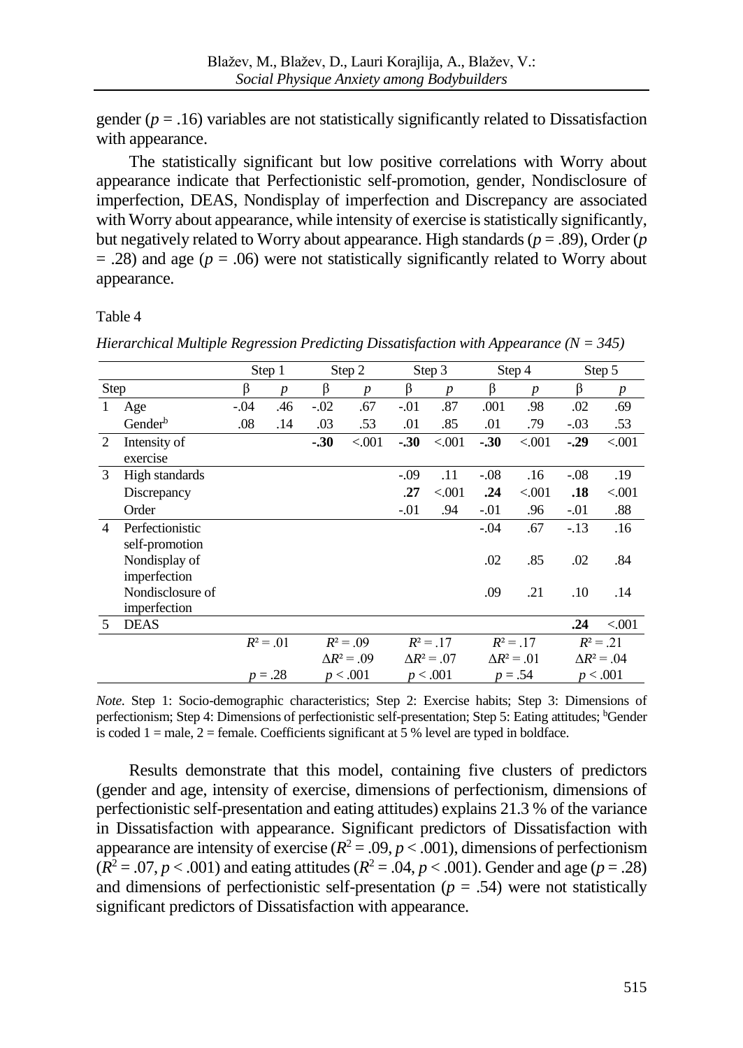gender ($p = .16$) variables are not statistically significantly related to Dissatisfaction with appearance.

The statistically significant but low positive correlations with Worry about appearance indicate that Perfectionistic self-promotion, gender, Nondisclosure of imperfection, DEAS, Nondisplay of imperfection and Discrepancy are associated with Worry about appearance, while intensity of exercise is statistically significantly, but negatively related to Worry about appearance. High standards ($p = .89$), Order ($p = .28$) and age ($p = .06$) were not statistically significantly related to Worry about appearance.

Table 4

*Hierarchical Multiple Regression Predicting Dissatisfaction with Appearance (N = 345)*

| Step | | Step 1 | | Step 2 | | Step 3 | | Step 4 | | Step 5 | |
|---|---|---|---|---|---|---|---|---|---|---|---|
| | | β | *p* | β | *p* | β | *p* | β | *p* | β | *p* |
| 1 | Age | -.04 | .46 | -.02 | .67 | -.01 | .87 | .001 | .98 | .02 | .69 |
| | Gender[b] | .08 | .14 | .03 | .53 | .01 | .85 | .01 | .79 | -.03 | .53 |
| 2 | Intensity of exercise | | | **-.30** | <.001 | **-.30** | <.001 | **-.30** | <.001 | **-.29** | <.001 |
| 3 | High standards | | | | | -.09 | .11 | -.08 | .16 | -.08 | .19 |
| | Discrepancy | | | | | **.27** | <.001 | **.24** | <.001 | **.18** | <.001 |
| | Order | | | | | -.01 | .94 | -.01 | .96 | -.01 | .88 |
| 4 | Perfectionistic self-promotion | | | | | | | -.04 | .67 | -.13 | .16 |
| | Nondisplay of imperfection | | | | | | | .02 | .85 | .02 | .84 |
| | Nondisclosure of imperfection | | | | | | | .09 | .21 | .10 | .14 |
| 5 | DEAS | | | | | | | | | **.24** | <.001 |
| | | $R^2 = .01$ | | $R^2 = .09$ | | $R^2 = .17$ | | $R^2 = .17$ | | $R^2 = .21$ | |
| | | | | $\Delta R^2 = .09$ | | $\Delta R^2 = .07$ | | $\Delta R^2 = .01$ | | $\Delta R^2 = .04$ | |
| | | $p = .28$ | | $p < .001$ | | $p < .001$ | | $p = .54$ | | $p < .001$ | |

*Note.* Step 1: Socio-demographic characteristics; Step 2: Exercise habits; Step 3: Dimensions of perfectionism; Step 4: Dimensions of perfectionistic self-presentation; Step 5: Eating attitudes; [b]Gender is coded 1 = male, 2 = female. Coefficients significant at 5 % level are typed in boldface.

Results demonstrate that this model, containing five clusters of predictors (gender and age, intensity of exercise, dimensions of perfectionism, dimensions of perfectionistic self-presentation and eating attitudes) explains 21.3 % of the variance in Dissatisfaction with appearance. Significant predictors of Dissatisfaction with appearance are intensity of exercise ($R^2 = .09$, $p < .001$), dimensions of perfectionism ($R^2 = .07$, $p < .001$) and eating attitudes ($R^2 = .04$, $p < .001$). Gender and age ($p = .28$) and dimensions of perfectionistic self-presentation ($p = .54$) were not statistically significant predictors of Dissatisfaction with appearance.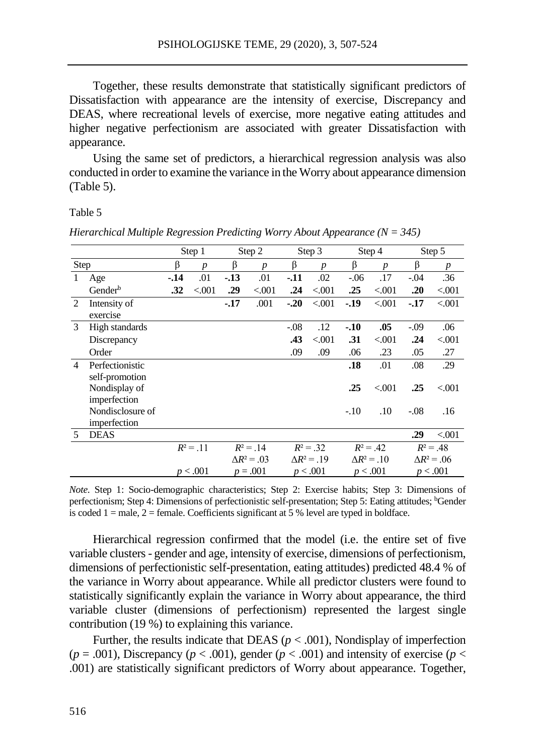Together, these results demonstrate that statistically significant predictors of Dissatisfaction with appearance are the intensity of exercise, Discrepancy and DEAS, where recreational levels of exercise, more negative eating attitudes and higher negative perfectionism are associated with greater Dissatisfaction with appearance.

Using the same set of predictors, a hierarchical regression analysis was also conducted in order to examine the variance in the Worry about appearance dimension (Table 5).

Table 5

*Hierarchical Multiple Regression Predicting Worry About Appearance (N = 345)*

| | | Step 1 | | Step 2 | | Step 3 | | Step 4 | | Step 5 | |
|---|---|---|---|---|---|---|---|---|---|---|---|
| Step | | β | *p* | β | *p* | β | *p* | β | *p* | β | *p* |
| 1 | Age | **-.14** | .01 | **-.13** | .01 | **-.11** | .02 | -.06 | .17 | -.04 | .36 |
| | Gender[b] | **.32** | <.001 | **.29** | <.001 | **.24** | <.001 | **.25** | <.001 | **.20** | <.001 |
| 2 | Intensity of exercise | | | **-.17** | .001 | **-.20** | <.001 | **-.19** | <.001 | **-.17** | <.001 |
| 3 | High standards | | | | | -.08 | .12 | **-.10** | **.05** | -.09 | .06 |
| | Discrepancy | | | | | **.43** | <.001 | **.31** | <.001 | **.24** | <.001 |
| | Order | | | | | .09 | .09 | .06 | .23 | .05 | .27 |
| 4 | Perfectionistic self-promotion | | | | | | | **.18** | .01 | .08 | .29 |
| | Nondisplay of imperfection | | | | | | | **.25** | <.001 | **.25** | <.001 |
| | Nondisclosure of imperfection | | | | | | | -.10 | .10 | -.08 | .16 |
| 5 | DEAS | | | | | | | | | **.29** | <.001 |
| | | $R^2 = .11$ | | $R^2 = .14$ | | $R^2 = .32$ | | $R^2 = .42$ | | $R^2 = .48$ | |
| | | | | $\Delta R^2 = .03$ | | $\Delta R^2 = .19$ | | $\Delta R^2 = .10$ | | $\Delta R^2 = .06$ | |
| | | $p < .001$ | | $p = .001$ | | $p < .001$ | | $p < .001$ | | $p < .001$ | |

*Note.* Step 1: Socio-demographic characteristics; Step 2: Exercise habits; Step 3: Dimensions of perfectionism; Step 4: Dimensions of perfectionistic self-presentation; Step 5: Eating attitudes; [b]Gender is coded 1 = male, 2 = female. Coefficients significant at 5 % level are typed in boldface.

Hierarchical regression confirmed that the model (i.e. the entire set of five variable clusters - gender and age, intensity of exercise, dimensions of perfectionism, dimensions of perfectionistic self-presentation, eating attitudes) predicted 48.4 % of the variance in Worry about appearance. While all predictor clusters were found to statistically significantly explain the variance in Worry about appearance, the third variable cluster (dimensions of perfectionism) represented the largest single contribution (19 %) to explaining this variance.

Further, the results indicate that DEAS ($p < .001$), Nondisplay of imperfection ($p = .001$), Discrepancy ($p < .001$), gender ($p < .001$) and intensity of exercise ($p < .001$) are statistically significant predictors of Worry about appearance. Together,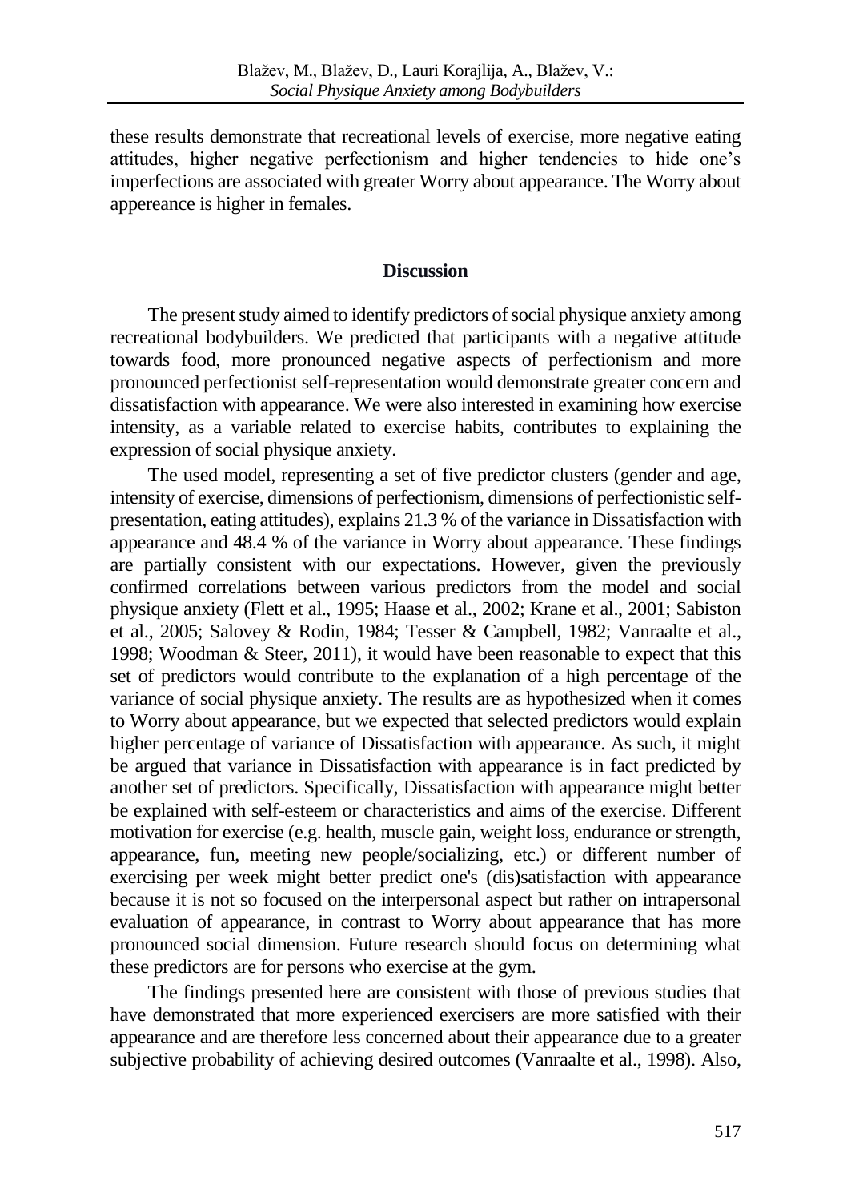these results demonstrate that recreational levels of exercise, more negative eating attitudes, higher negative perfectionism and higher tendencies to hide one's imperfections are associated with greater Worry about appearance. The Worry about appereance is higher in females.

## Discussion

The present study aimed to identify predictors of social physique anxiety among recreational bodybuilders. We predicted that participants with a negative attitude towards food, more pronounced negative aspects of perfectionism and more pronounced perfectionist self-representation would demonstrate greater concern and dissatisfaction with appearance. We were also interested in examining how exercise intensity, as a variable related to exercise habits, contributes to explaining the expression of social physique anxiety.

The used model, representing a set of five predictor clusters (gender and age, intensity of exercise, dimensions of perfectionism, dimensions of perfectionistic self-presentation, eating attitudes), explains 21.3 % of the variance in Dissatisfaction with appearance and 48.4 % of the variance in Worry about appearance. These findings are partially consistent with our expectations. However, given the previously confirmed correlations between various predictors from the model and social physique anxiety (Flett et al., 1995; Haase et al., 2002; Krane et al., 2001; Sabiston et al., 2005; Salovey & Rodin, 1984; Tesser & Campbell, 1982; Vanraalte et al., 1998; Woodman & Steer, 2011), it would have been reasonable to expect that this set of predictors would contribute to the explanation of a high percentage of the variance of social physique anxiety. The results are as hypothesized when it comes to Worry about appearance, but we expected that selected predictors would explain higher percentage of variance of Dissatisfaction with appearance. As such, it might be argued that variance in Dissatisfaction with appearance is in fact predicted by another set of predictors. Specifically, Dissatisfaction with appearance might better be explained with self-esteem or characteristics and aims of the exercise. Different motivation for exercise (e.g. health, muscle gain, weight loss, endurance or strength, appearance, fun, meeting new people/socializing, etc.) or different number of exercising per week might better predict one's (dis)satisfaction with appearance because it is not so focused on the interpersonal aspect but rather on intrapersonal evaluation of appearance, in contrast to Worry about appearance that has more pronounced social dimension. Future research should focus on determining what these predictors are for persons who exercise at the gym.

The findings presented here are consistent with those of previous studies that have demonstrated that more experienced exercisers are more satisfied with their appearance and are therefore less concerned about their appearance due to a greater subjective probability of achieving desired outcomes (Vanraalte et al., 1998). Also,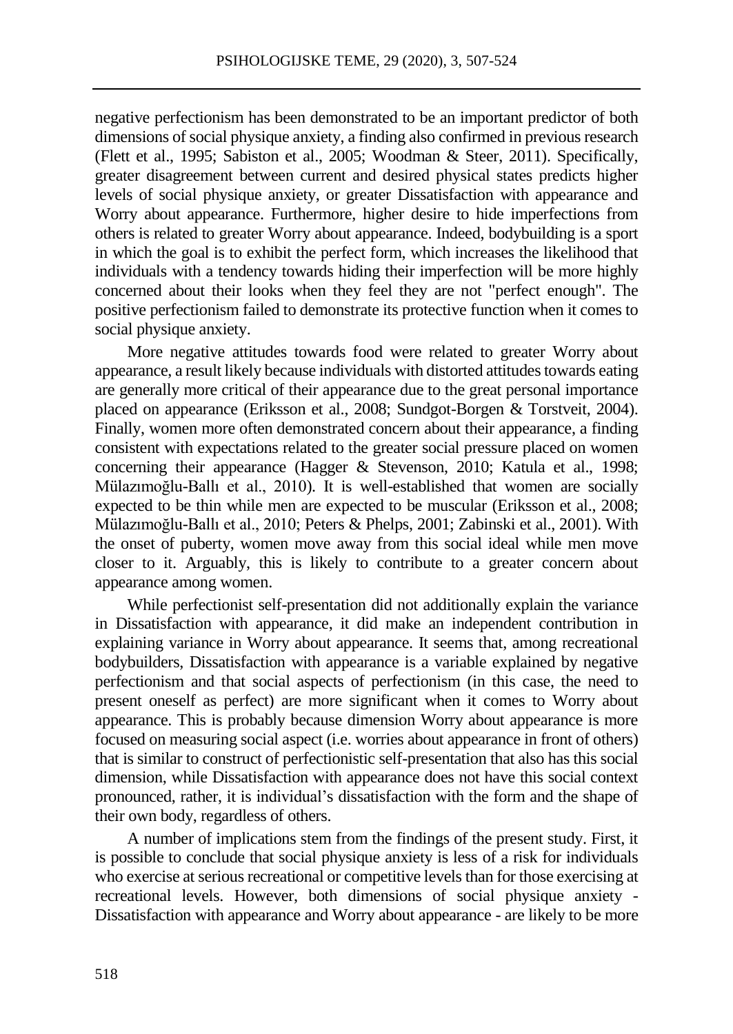negative perfectionism has been demonstrated to be an important predictor of both dimensions of social physique anxiety, a finding also confirmed in previous research (Flett et al., 1995; Sabiston et al., 2005; Woodman & Steer, 2011). Specifically, greater disagreement between current and desired physical states predicts higher levels of social physique anxiety, or greater Dissatisfaction with appearance and Worry about appearance. Furthermore, higher desire to hide imperfections from others is related to greater Worry about appearance. Indeed, bodybuilding is a sport in which the goal is to exhibit the perfect form, which increases the likelihood that individuals with a tendency towards hiding their imperfection will be more highly concerned about their looks when they feel they are not "perfect enough". The positive perfectionism failed to demonstrate its protective function when it comes to social physique anxiety.

More negative attitudes towards food were related to greater Worry about appearance, a result likely because individuals with distorted attitudes towards eating are generally more critical of their appearance due to the great personal importance placed on appearance (Eriksson et al., 2008; Sundgot-Borgen & Torstveit, 2004). Finally, women more often demonstrated concern about their appearance, a finding consistent with expectations related to the greater social pressure placed on women concerning their appearance (Hagger & Stevenson, 2010; Katula et al., 1998; Mülazımoğlu-Ballı et al., 2010). It is well-established that women are socially expected to be thin while men are expected to be muscular (Eriksson et al., 2008; Mülazımoğlu-Ballı et al., 2010; Peters & Phelps, 2001; Zabinski et al., 2001). With the onset of puberty, women move away from this social ideal while men move closer to it. Arguably, this is likely to contribute to a greater concern about appearance among women.

While perfectionist self-presentation did not additionally explain the variance in Dissatisfaction with appearance, it did make an independent contribution in explaining variance in Worry about appearance. It seems that, among recreational bodybuilders, Dissatisfaction with appearance is a variable explained by negative perfectionism and that social aspects of perfectionism (in this case, the need to present oneself as perfect) are more significant when it comes to Worry about appearance. This is probably because dimension Worry about appearance is more focused on measuring social aspect (i.e. worries about appearance in front of others) that is similar to construct of perfectionistic self-presentation that also has this social dimension, while Dissatisfaction with appearance does not have this social context pronounced, rather, it is individual's dissatisfaction with the form and the shape of their own body, regardless of others.

A number of implications stem from the findings of the present study. First, it is possible to conclude that social physique anxiety is less of a risk for individuals who exercise at serious recreational or competitive levels than for those exercising at recreational levels. However, both dimensions of social physique anxiety - Dissatisfaction with appearance and Worry about appearance - are likely to be more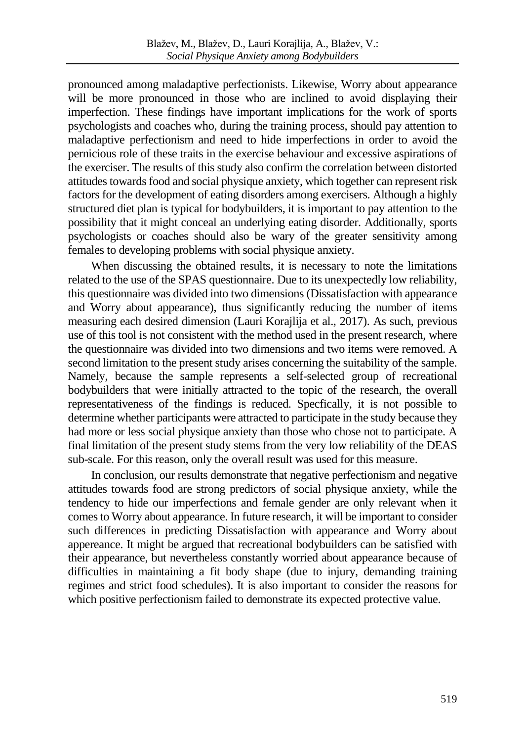pronounced among maladaptive perfectionists. Likewise, Worry about appearance will be more pronounced in those who are inclined to avoid displaying their imperfection. These findings have important implications for the work of sports psychologists and coaches who, during the training process, should pay attention to maladaptive perfectionism and need to hide imperfections in order to avoid the pernicious role of these traits in the exercise behaviour and excessive aspirations of the exerciser. The results of this study also confirm the correlation between distorted attitudes towards food and social physique anxiety, which together can represent risk factors for the development of eating disorders among exercisers. Although a highly structured diet plan is typical for bodybuilders, it is important to pay attention to the possibility that it might conceal an underlying eating disorder. Additionally, sports psychologists or coaches should also be wary of the greater sensitivity among females to developing problems with social physique anxiety.

When discussing the obtained results, it is necessary to note the limitations related to the use of the SPAS questionnaire. Due to its unexpectedly low reliability, this questionnaire was divided into two dimensions (Dissatisfaction with appearance and Worry about appearance), thus significantly reducing the number of items measuring each desired dimension (Lauri Korajlija et al., 2017). As such, previous use of this tool is not consistent with the method used in the present research, where the questionnaire was divided into two dimensions and two items were removed. A second limitation to the present study arises concerning the suitability of the sample. Namely, because the sample represents a self-selected group of recreational bodybuilders that were initially attracted to the topic of the research, the overall representativeness of the findings is reduced. Specfically, it is not possible to determine whether participants were attracted to participate in the study because they had more or less social physique anxiety than those who chose not to participate. A final limitation of the present study stems from the very low reliability of the DEAS sub-scale. For this reason, only the overall result was used for this measure.

In conclusion, our results demonstrate that negative perfectionism and negative attitudes towards food are strong predictors of social physique anxiety, while the tendency to hide our imperfections and female gender are only relevant when it comes to Worry about appearance. In future research, it will be important to consider such differences in predicting Dissatisfaction with appearance and Worry about appereance. It might be argued that recreational bodybuilders can be satisfied with their appearance, but nevertheless constantly worried about appearance because of difficulties in maintaining a fit body shape (due to injury, demanding training regimes and strict food schedules). It is also important to consider the reasons for which positive perfectionism failed to demonstrate its expected protective value.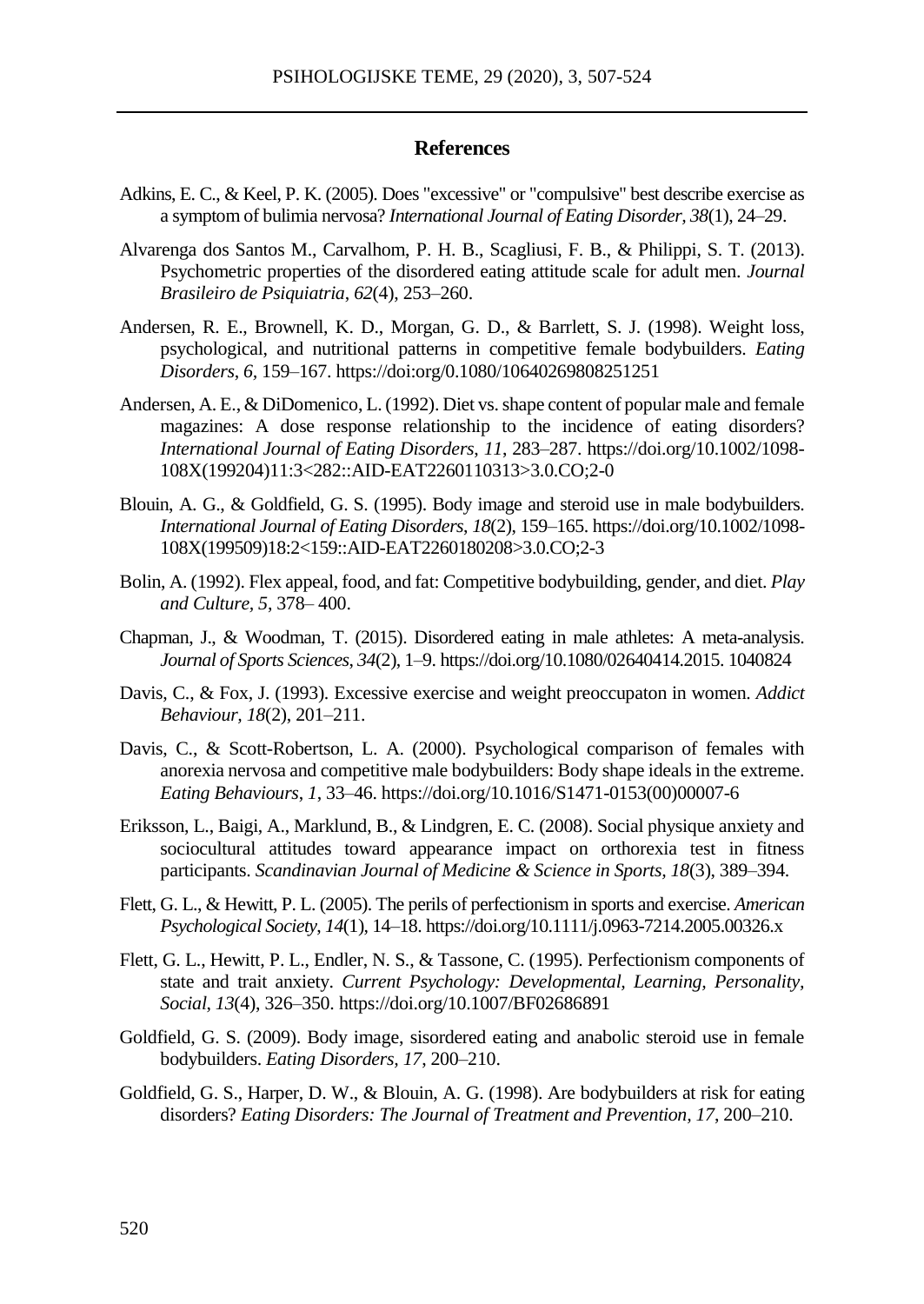## References

Adkins, E. C., & Keel, P. K. (2005). Does "excessive" or "compulsive" best describe exercise as a symptom of bulimia nervosa? *International Journal of Eating Disorder, 38*(1), 24–29.

Alvarenga dos Santos M., Carvalhom, P. H. B., Scagliusi, F. B., & Philippi, S. T. (2013). Psychometric properties of the disordered eating attitude scale for adult men. *Journal Brasileiro de Psiquiatria*, *62*(4), 253–260.

Andersen, R. E., Brownell, K. D., Morgan, G. D., & Barrlett, S. J. (1998). Weight loss, psychological, and nutritional patterns in competitive female bodybuilders. *Eating Disorders*, *6*, 159–167. https://doi:org/0.1080/10640269808251251

Andersen, A. E., & DiDomenico, L. (1992). Diet vs. shape content of popular male and female magazines: A dose response relationship to the incidence of eating disorders? *International Journal of Eating Disorders*, *11*, 283–287. https://doi.org/10.1002/1098-108X(199204)11:3<282::AID-EAT2260110313>3.0.CO;2-0

Blouin, A. G., & Goldfield, G. S. (1995). Body image and steroid use in male bodybuilders. *International Journal of Eating Disorders*, *18*(2), 159–165. https://doi.org/10.1002/1098-108X(199509)18:2<159::AID-EAT2260180208>3.0.CO;2-3

Bolin, A. (1992). Flex appeal, food, and fat: Competitive bodybuilding, gender, and diet. *Play and Culture, 5*, 378– 400.

Chapman, J., & Woodman, T. (2015). Disordered eating in male athletes: A meta-analysis. *Journal of Sports Sciences*, *34*(2), 1–9. https://doi.org/10.1080/02640414.2015. 1040824

Davis, C., & Fox, J. (1993). Excessive exercise and weight preoccupaton in women. *Addict Behaviour, 18*(2), 201–211.

Davis, C., & Scott-Robertson, L. A. (2000). Psychological comparison of females with anorexia nervosa and competitive male bodybuilders: Body shape ideals in the extreme. *Eating Behaviours*, *1*, 33–46. https://doi.org/10.1016/S1471-0153(00)00007-6

Eriksson, L., Baigi, A., Marklund, B., & Lindgren, E. C. (2008). Social physique anxiety and sociocultural attitudes toward appearance impact on orthorexia test in fitness participants. *Scandinavian Journal of Medicine & Science in Sports, 18*(3), 389–394.

Flett, G. L., & Hewitt, P. L. (2005). The perils of perfectionism in sports and exercise. *American Psychological Society*, *14*(1), 14–18. https://doi.org/10.1111/j.0963-7214.2005.00326.x

Flett, G. L., Hewitt, P. L., Endler, N. S., & Tassone, C. (1995). Perfectionism components of state and trait anxiety. *Current Psychology: Developmental, Learning, Personality, Social*, *13*(4), 326–350. https://doi.org/10.1007/BF02686891

Goldfield, G. S. (2009). Body image, sisordered eating and anabolic steroid use in female bodybuilders. *Eating Disorders*, *17*, 200–210.

Goldfield, G. S., Harper, D. W., & Blouin, A. G. (1998). Are bodybuilders at risk for eating disorders? *Eating Disorders: The Journal of Treatment and Prevention, 17*, 200–210.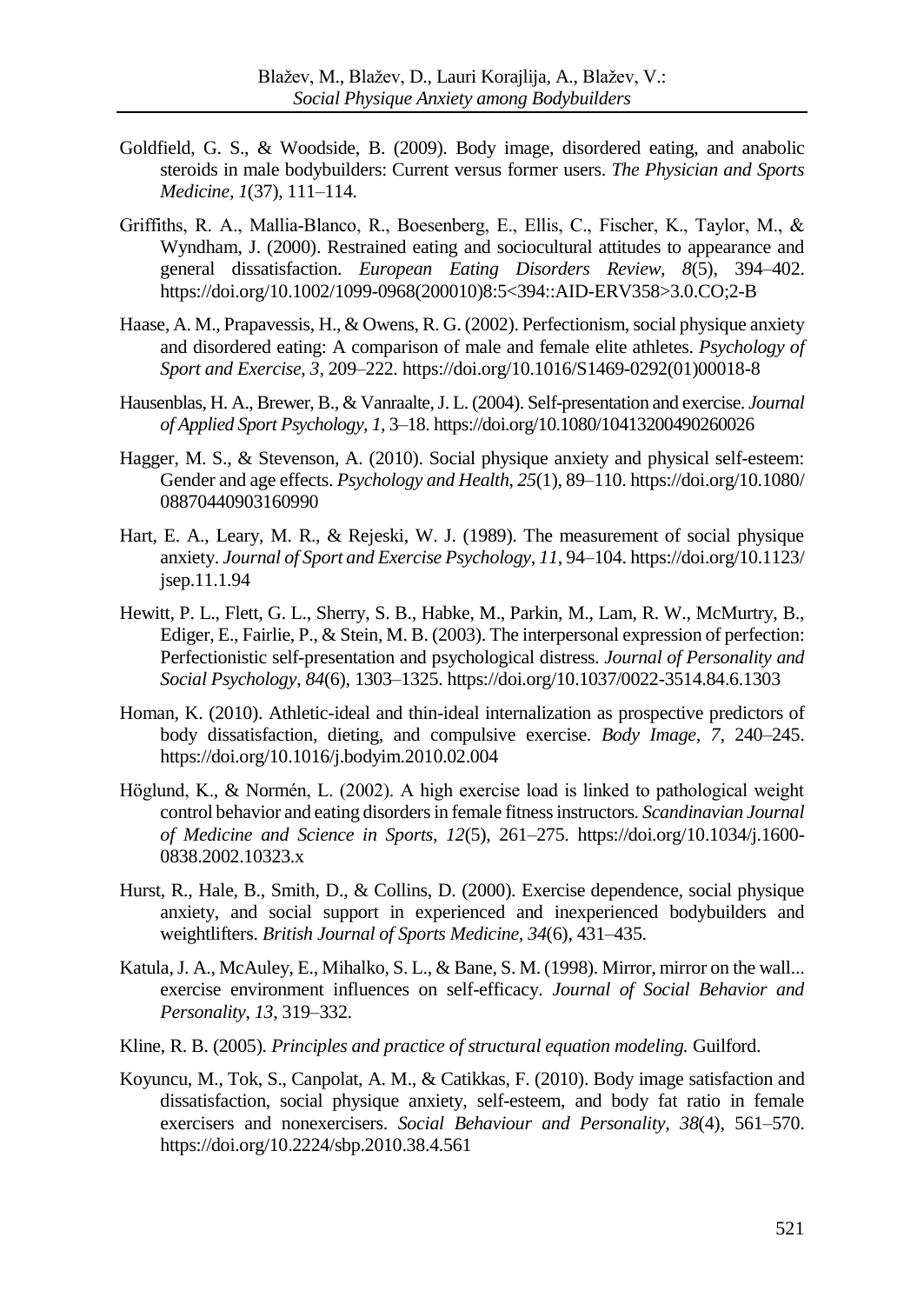Goldfield, G. S., & Woodside, B. (2009). Body image, disordered eating, and anabolic steroids in male bodybuilders: Current versus former users. *The Physician and Sports Medicine, 1*(37), 111–114.

Griffiths, R. A., Mallia-Blanco, R., Boesenberg, E., Ellis, C., Fischer, K., Taylor, M., & Wyndham, J. (2000). Restrained eating and sociocultural attitudes to appearance and general dissatisfaction. *European Eating Disorders Review, 8*(5), 394–402. https://doi.org/10.1002/1099-0968(200010)8:5<394::AID-ERV358>3.0.CO;2-B

Haase, A. M., Prapavessis, H., & Owens, R. G. (2002). Perfectionism, social physique anxiety and disordered eating: A comparison of male and female elite athletes. *Psychology of Sport and Exercise, 3*, 209–222. https://doi.org/10.1016/S1469-0292(01)00018-8

Hausenblas, H. A., Brewer, B., & Vanraalte, J. L. (2004). Self-presentation and exercise. *Journal of Applied Sport Psychology, 1,* 3–18. https://doi.org/10.1080/10413200490260026

Hagger, M. S., & Stevenson, A. (2010). Social physique anxiety and physical self-esteem: Gender and age effects. *Psychology and Health*, *25*(1), 89–110. https://doi.org/10.1080/08870440903160990

Hart, E. A., Leary, M. R., & Rejeski, W. J. (1989). The measurement of social physique anxiety. *Journal of Sport and Exercise Psychology, 11*, 94–104. https://doi.org/10.1123/jsep.11.1.94

Hewitt, P. L., Flett, G. L., Sherry, S. B., Habke, M., Parkin, M., Lam, R. W., McMurtry, B., Ediger, E., Fairlie, P., & Stein, M. B. (2003). The interpersonal expression of perfection: Perfectionistic self-presentation and psychological distress. *Journal of Personality and Social Psychology*, *84*(6), 1303–1325. https://doi.org/10.1037/0022-3514.84.6.1303

Homan, K. (2010). Athletic-ideal and thin-ideal internalization as prospective predictors of body dissatisfaction, dieting, and compulsive exercise. *Body Image*, *7*, 240–245. https://doi.org/10.1016/j.bodyim.2010.02.004

Höglund, K., & Normén, L. (2002). A high exercise load is linked to pathological weight control behavior and eating disorders in female fitness instructors. *Scandinavian Journal of Medicine and Science in Sports, 12*(5), 261–275. https://doi.org/10.1034/j.1600-0838.2002.10323.x

Hurst, R., Hale, B., Smith, D., & Collins, D. (2000). Exercise dependence, social physique anxiety, and social support in experienced and inexperienced bodybuilders and weightlifters. *British Journal of Sports Medicine*, *34*(6), 431–435.

Katula, J. A., McAuley, E., Mihalko, S. L., & Bane, S. M. (1998). Mirror, mirror on the wall... exercise environment influences on self-efficacy. *Journal of Social Behavior and Personality*, *13*, 319–332.

Kline, R. B. (2005). *Principles and practice of structural equation modeling.* Guilford.

Koyuncu, M., Tok, S., Canpolat, A. M., & Catikkas, F. (2010). Body image satisfaction and dissatisfaction, social physique anxiety, self-esteem, and body fat ratio in female exercisers and nonexercisers. *Social Behaviour and Personality*, *38*(4), 561–570. https://doi.org/10.2224/sbp.2010.38.4.561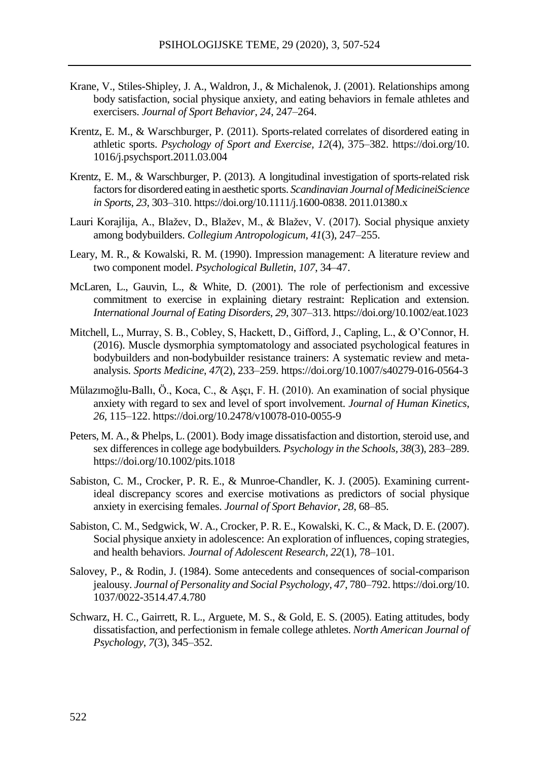Krane, V., Stiles-Shipley, J. A., Waldron, J., & Michalenok, J. (2001). Relationships among body satisfaction, social physique anxiety, and eating behaviors in female athletes and exercisers. *Journal of Sport Behavior*, *24*, 247–264.

Krentz, E. M., & Warschburger, P. (2011). Sports-related correlates of disordered eating in athletic sports. *Psychology of Sport and Exercise*, *12*(4), 375–382. https://doi.org/10.1016/j.psychsport.2011.03.004

Krentz, E. M., & Warschburger, P. (2013). A longitudinal investigation of sports-related risk factors for disordered eating in aesthetic sports. *Scandinavian Journal of MedicineiScience in Sports*, *23*, 303–310. https://doi.org/10.1111/j.1600-0838. 2011.01380.x

Lauri Korajlija, A., Blažev, D., Blažev, M., & Blažev, V. (2017). Social physique anxiety among bodybuilders. *Collegium Antropologicum*, *41*(3), 247–255.

Leary, M. R., & Kowalski, R. M. (1990). Impression management: A literature review and two component model. *Psychological Bulletin*, *107*, 34–47.

McLaren, L., Gauvin, L., & White, D. (2001). The role of perfectionism and excessive commitment to exercise in explaining dietary restraint: Replication and extension. *International Journal of Eating Disorders*, *29*, 307–313. https://doi.org/10.1002/eat.1023

Mitchell, L., Murray, S. B., Cobley, S, Hackett, D., Gifford, J., Capling, L., & O'Connor, H. (2016). Muscle dysmorphia symptomatology and associated psychological features in bodybuilders and non-bodybuilder resistance trainers: A systematic review and meta-analysis. *Sports Medicine*, *47*(2), 233–259. https://doi.org/10.1007/s40279-016-0564-3

Mülazımoğlu-Ballı, Ö., Koca, C., & Aşçı, F. H. (2010). An examination of social physique anxiety with regard to sex and level of sport involvement. *Journal of Human Kinetics*, *26*, 115–122. https://doi.org/10.2478/v10078-010-0055-9

Peters, M. A., & Phelps, L. (2001). Body image dissatisfaction and distortion, steroid use, and sex differences in college age bodybuilders. *Psychology in the Schools*, *38*(3), 283–289. https://doi.org/10.1002/pits.1018

Sabiston, C. M., Crocker, P. R. E., & Munroe-Chandler, K. J. (2005). Examining current-ideal discrepancy scores and exercise motivations as predictors of social physique anxiety in exercising females. *Journal of Sport Behavior*, *28*, 68–85.

Sabiston, C. M., Sedgwick, W. A., Crocker, P. R. E., Kowalski, K. C., & Mack, D. E. (2007). Social physique anxiety in adolescence: An exploration of influences, coping strategies, and health behaviors. *Journal of Adolescent Research*, *22*(1), 78–101.

Salovey, P., & Rodin, J. (1984). Some antecedents and consequences of social-comparison jealousy. *Journal of Personality and Social Psychology*, *47*, 780–792. https://doi.org/10.1037/0022-3514.47.4.780

Schwarz, H. C., Gairrett, R. L., Arguete, M. S., & Gold, E. S. (2005). Eating attitudes, body dissatisfaction, and perfectionism in female college athletes. *North American Journal of Psychology*, *7*(3), 345–352.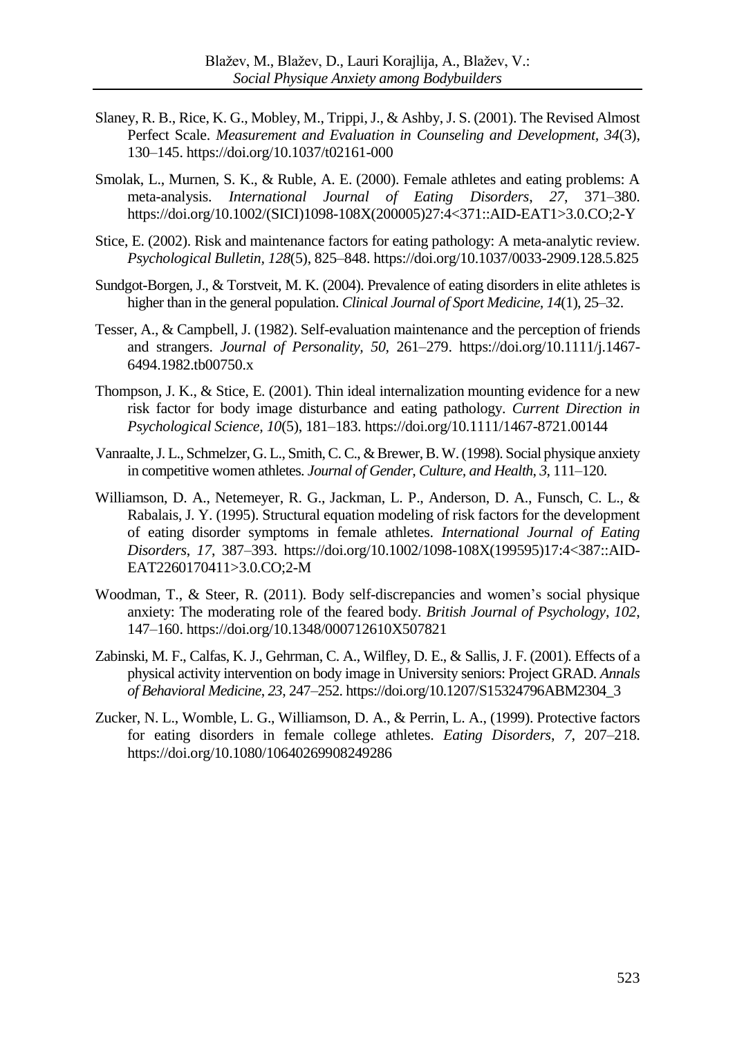Slaney, R. B., Rice, K. G., Mobley, M., Trippi, J., & Ashby, J. S. (2001). The Revised Almost Perfect Scale. *Measurement and Evaluation in Counseling and Development*, *34*(3), 130–145. https://doi.org/10.1037/t02161-000

Smolak, L., Murnen, S. K., & Ruble, A. E. (2000). Female athletes and eating problems: A meta-analysis. *International Journal of Eating Disorders*, *27*, 371–380. https://doi.org/10.1002/(SICI)1098-108X(200005)27:4<371::AID-EAT1>3.0.CO;2-Y

Stice, E. (2002). Risk and maintenance factors for eating pathology: A meta-analytic review. *Psychological Bulletin*, *128*(5), 825–848. https://doi.org/10.1037/0033-2909.128.5.825

Sundgot-Borgen, J., & Torstveit, M. K. (2004). Prevalence of eating disorders in elite athletes is higher than in the general population. *Clinical Journal of Sport Medicine*, *14*(1), 25–32.

Tesser, A., & Campbell, J. (1982). Self-evaluation maintenance and the perception of friends and strangers. *Journal of Personality*, *50*, 261–279. https://doi.org/10.1111/j.1467-6494.1982.tb00750.x

Thompson, J. K., & Stice, E. (2001). Thin ideal internalization mounting evidence for a new risk factor for body image disturbance and eating pathology. *Current Direction in Psychological Science*, *10*(5), 181–183. https://doi.org/10.1111/1467-8721.00144

Vanraalte, J. L., Schmelzer, G. L., Smith, C. C., & Brewer, B. W. (1998). Social physique anxiety in competitive women athletes. *Journal of Gender, Culture, and Health*, *3*, 111–120.

Williamson, D. A., Netemeyer, R. G., Jackman, L. P., Anderson, D. A., Funsch, C. L., & Rabalais, J. Y. (1995). Structural equation modeling of risk factors for the development of eating disorder symptoms in female athletes. *International Journal of Eating Disorders*, *17*, 387–393. https://doi.org/10.1002/1098-108X(199595)17:4<387::AID-EAT2260170411>3.0.CO;2-M

Woodman, T., & Steer, R. (2011). Body self-discrepancies and women's social physique anxiety: The moderating role of the feared body. *British Journal of Psychology*, *102*, 147–160. https://doi.org/10.1348/000712610X507821

Zabinski, M. F., Calfas, K. J., Gehrman, C. A., Wilfley, D. E., & Sallis, J. F. (2001). Effects of a physical activity intervention on body image in University seniors: Project GRAD. *Annals of Behavioral Medicine*, *23*, 247–252. https://doi.org/10.1207/S15324796ABM2304_3

Zucker, N. L., Womble, L. G., Williamson, D. A., & Perrin, L. A., (1999). Protective factors for eating disorders in female college athletes. *Eating Disorders*, *7*, 207–218. https://doi.org/10.1080/10640269908249286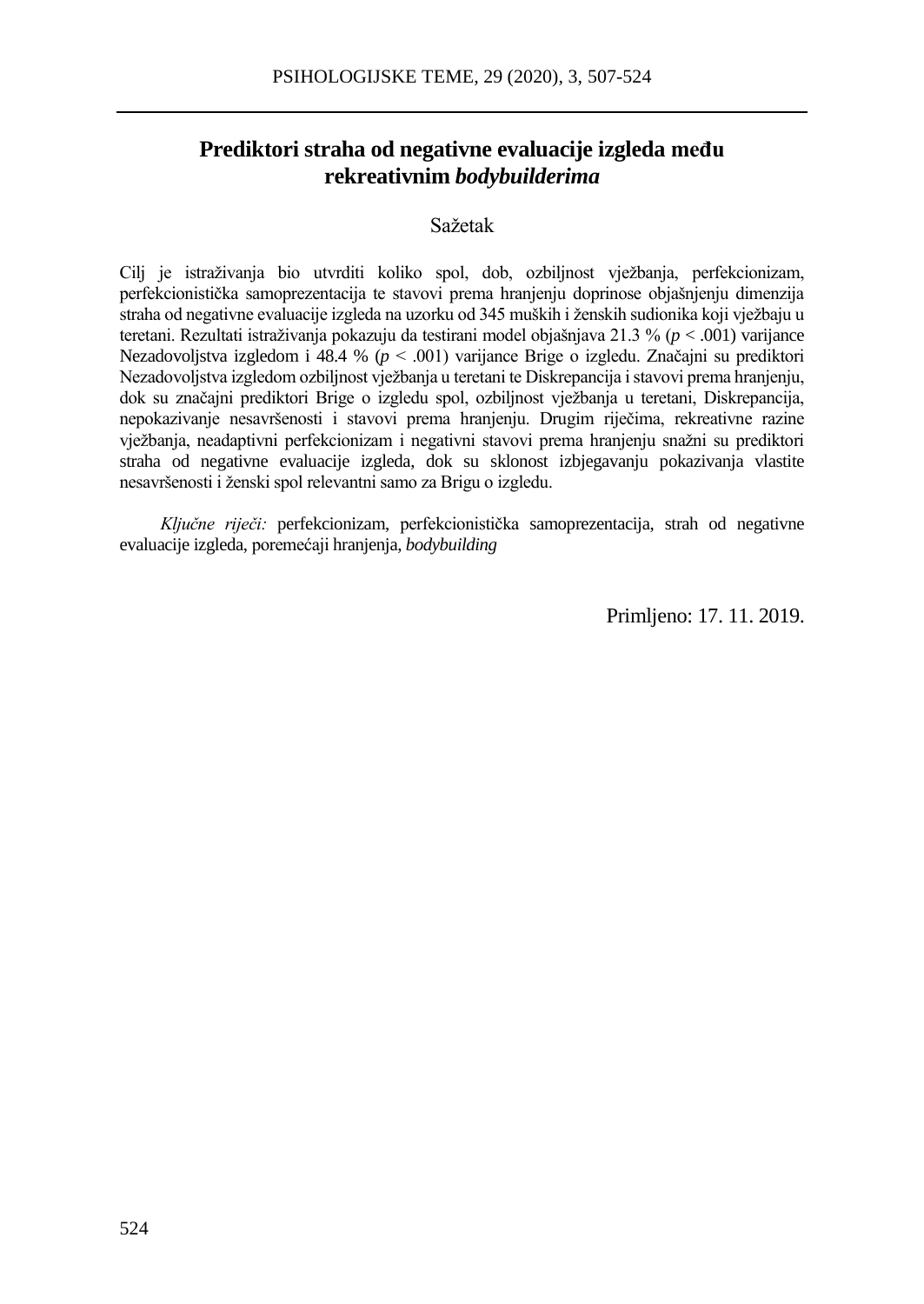# Prediktori straha od negativne evaluacije izgleda među rekreativnim *bodybuilderima*

## Sažetak

Cilj je istraživanja bio utvrditi koliko spol, dob, ozbiljnost vježbanja, perfekcionizam, perfekcionistička samoprezentacija te stavovi prema hranjenju doprinose objašnjenju dimenzija straha od negativne evaluacije izgleda na uzorku od 345 muških i ženskih sudionika koji vježbaju u teretani. Rezultati istraživanja pokazuju da testirani model objašnjava 21.3 % ($p < .001$) varijance Nezadovoljstva izgledom i 48.4 % ($p < .001$) varijance Brige o izgledu. Značajni su prediktori Nezadovoljstva izgledom ozbiljnost vježbanja u teretani te Diskrepancija i stavovi prema hranjenju, dok su značajni prediktori Brige o izgledu spol, ozbiljnost vježbanja u teretani, Diskrepancija, nepokazivanje nesavršenosti i stavovi prema hranjenju. Drugim riječima, rekreativne razine vježbanja, neadaptivni perfekcionizam i negativni stavovi prema hranjenju snažni su prediktori straha od negativne evaluacije izgleda, dok su sklonost izbjegavanju pokazivanja vlastite nesavršenosti i ženski spol relevantni samo za Brigu o izgledu.

*Ključne riječi:* perfekcionizam, perfekcionistička samoprezentacija, strah od negativne evaluacije izgleda, poremećaji hranjenja, *bodybuilding*

Primljeno: 17. 11. 2019.